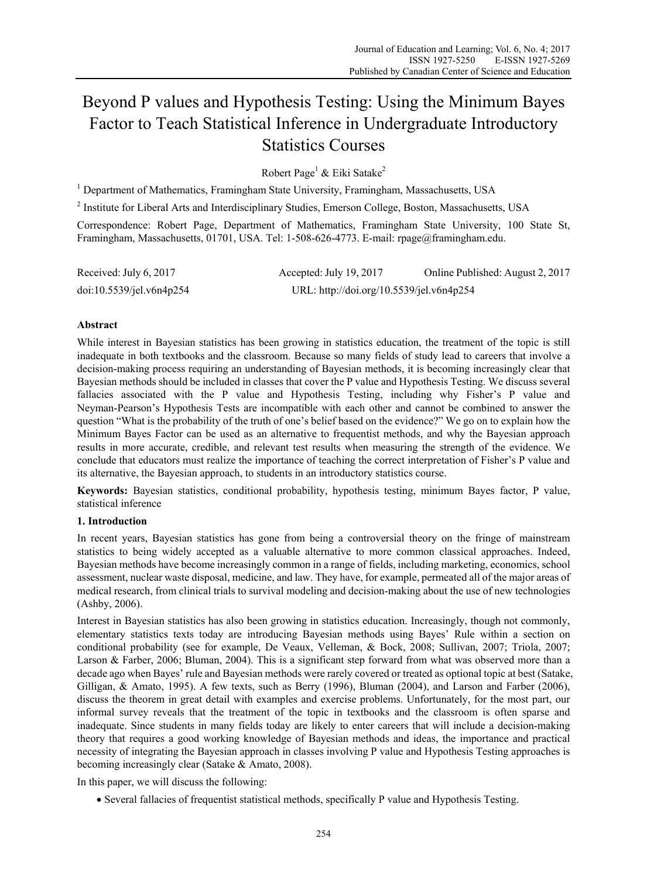# Beyond P values and Hypothesis Testing: Using the Minimum Bayes Factor to Teach Statistical Inference in Undergraduate Introductory Statistics Courses

Robert Page[1] & Eiki Satake[2]

[1] Department of Mathematics, Framingham State University, Framingham, Massachusetts, USA

[2] Institute for Liberal Arts and Interdisciplinary Studies, Emerson College, Boston, Massachusetts, USA

Correspondence: Robert Page, Department of Mathematics, Framingham State University, 100 State St, Framingham, Massachusetts, 01701, USA. Tel: 1-508-626-4773. E-mail: rpage@framingham.edu.

Received: July 6, 2017 Accepted: July 19, 2017 Online Published: August 2, 2017

doi:10.5539/jel.v6n4p254 URL: http://doi.org/10.5539/jel.v6n4p254

**Abstract**

While interest in Bayesian statistics has been growing in statistics education, the treatment of the topic is still inadequate in both textbooks and the classroom. Because so many fields of study lead to careers that involve a decision-making process requiring an understanding of Bayesian methods, it is becoming increasingly clear that Bayesian methods should be included in classes that cover the P value and Hypothesis Testing. We discuss several fallacies associated with the P value and Hypothesis Testing, including why Fisher's P value and Neyman-Pearson's Hypothesis Tests are incompatible with each other and cannot be combined to answer the question "What is the probability of the truth of one's belief based on the evidence?" We go on to explain how the Minimum Bayes Factor can be used as an alternative to frequentist methods, and why the Bayesian approach results in more accurate, credible, and relevant test results when measuring the strength of the evidence. We conclude that educators must realize the importance of teaching the correct interpretation of Fisher's P value and its alternative, the Bayesian approach, to students in an introductory statistics course.

**Keywords:** Bayesian statistics, conditional probability, hypothesis testing, minimum Bayes factor, P value, statistical inference

## 1. Introduction

In recent years, Bayesian statistics has gone from being a controversial theory on the fringe of mainstream statistics to being widely accepted as a valuable alternative to more common classical approaches. Indeed, Bayesian methods have become increasingly common in a range of fields, including marketing, economics, school assessment, nuclear waste disposal, medicine, and law. They have, for example, permeated all of the major areas of medical research, from clinical trials to survival modeling and decision-making about the use of new technologies (Ashby, 2006).

Interest in Bayesian statistics has also been growing in statistics education. Increasingly, though not commonly, elementary statistics texts today are introducing Bayesian methods using Bayes' Rule within a section on conditional probability (see for example, De Veaux, Velleman, & Bock, 2008; Sullivan, 2007; Triola, 2007; Larson & Farber, 2006; Bluman, 2004). This is a significant step forward from what was observed more than a decade ago when Bayes' rule and Bayesian methods were rarely covered or treated as optional topic at best (Satake, Gilligan, & Amato, 1995). A few texts, such as Berry (1996), Bluman (2004), and Larson and Farber (2006), discuss the theorem in great detail with examples and exercise problems. Unfortunately, for the most part, our informal survey reveals that the treatment of the topic in textbooks and the classroom is often sparse and inadequate. Since students in many fields today are likely to enter careers that will include a decision-making theory that requires a good working knowledge of Bayesian methods and ideas, the importance and practical necessity of integrating the Bayesian approach in classes involving P value and Hypothesis Testing approaches is becoming increasingly clear (Satake & Amato, 2008).

In this paper, we will discuss the following:

- Several fallacies of frequentist statistical methods, specifically P value and Hypothesis Testing.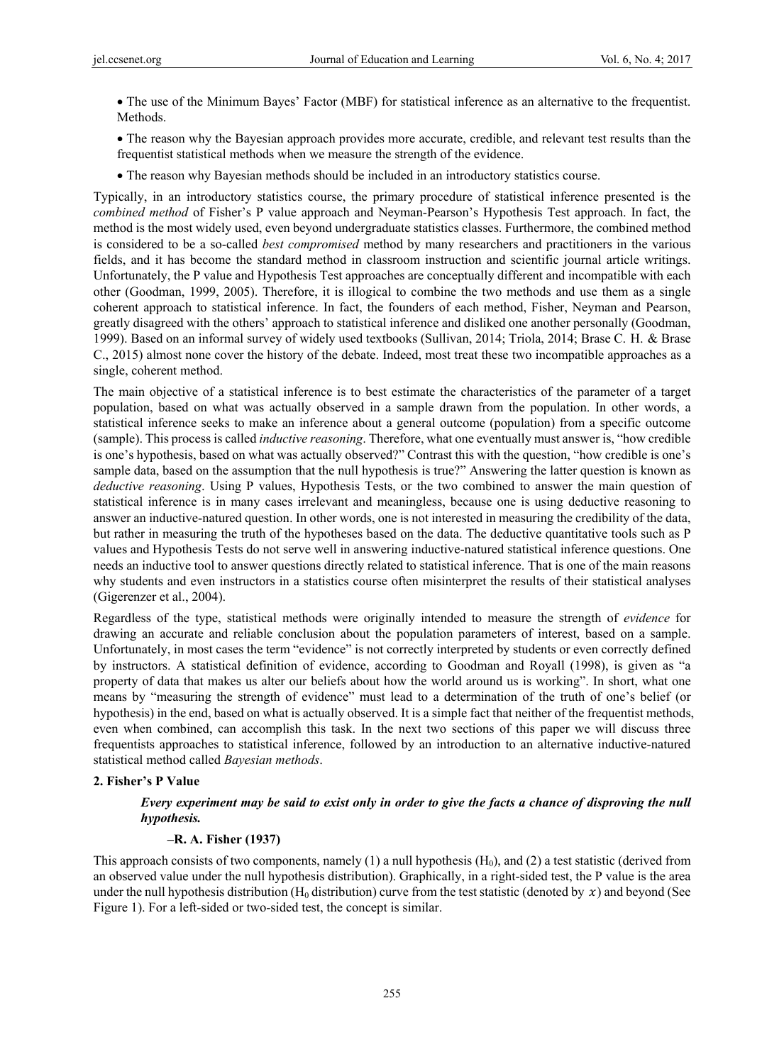- The use of the Minimum Bayes' Factor (MBF) for statistical inference as an alternative to the frequentist. Methods.
- The reason why the Bayesian approach provides more accurate, credible, and relevant test results than the frequentist statistical methods when we measure the strength of the evidence.
- The reason why Bayesian methods should be included in an introductory statistics course.

Typically, in an introductory statistics course, the primary procedure of statistical inference presented is the *combined method* of Fisher's P value approach and Neyman-Pearson's Hypothesis Test approach. In fact, the method is the most widely used, even beyond undergraduate statistics classes. Furthermore, the combined method is considered to be a so-called *best compromised* method by many researchers and practitioners in the various fields, and it has become the standard method in classroom instruction and scientific journal article writings. Unfortunately, the P value and Hypothesis Test approaches are conceptually different and incompatible with each other (Goodman, 1999, 2005). Therefore, it is illogical to combine the two methods and use them as a single coherent approach to statistical inference. In fact, the founders of each method, Fisher, Neyman and Pearson, greatly disagreed with the others' approach to statistical inference and disliked one another personally (Goodman, 1999). Based on an informal survey of widely used textbooks (Sullivan, 2014; Triola, 2014; Brase C. H. & Brase C., 2015) almost none cover the history of the debate. Indeed, most treat these two incompatible approaches as a single, coherent method.

The main objective of a statistical inference is to best estimate the characteristics of the parameter of a target population, based on what was actually observed in a sample drawn from the population. In other words, a statistical inference seeks to make an inference about a general outcome (population) from a specific outcome (sample). This process is called *inductive reasoning*. Therefore, what one eventually must answer is, "how credible is one's hypothesis, based on what was actually observed?" Contrast this with the question, "how credible is one's sample data, based on the assumption that the null hypothesis is true?" Answering the latter question is known as *deductive reasoning*. Using P values, Hypothesis Tests, or the two combined to answer the main question of statistical inference is in many cases irrelevant and meaningless, because one is using deductive reasoning to answer an inductive-natured question. In other words, one is not interested in measuring the credibility of the data, but rather in measuring the truth of the hypotheses based on the data. The deductive quantitative tools such as P values and Hypothesis Tests do not serve well in answering inductive-natured statistical inference questions. One needs an inductive tool to answer questions directly related to statistical inference. That is one of the main reasons why students and even instructors in a statistics course often misinterpret the results of their statistical analyses (Gigerenzer et al., 2004).

Regardless of the type, statistical methods were originally intended to measure the strength of *evidence* for drawing an accurate and reliable conclusion about the population parameters of interest, based on a sample. Unfortunately, in most cases the term "evidence" is not correctly interpreted by students or even correctly defined by instructors. A statistical definition of evidence, according to Goodman and Royall (1998), is given as "a property of data that makes us alter our beliefs about how the world around us is working". In short, what one means by "measuring the strength of evidence" must lead to a determination of the truth of one's belief (or hypothesis) in the end, based on what is actually observed. It is a simple fact that neither of the frequentist methods, even when combined, can accomplish this task. In the next two sections of this paper we will discuss three frequentists approaches to statistical inference, followed by an introduction to an alternative inductive-natured statistical method called *Bayesian methods*.

## 2. Fisher's P Value

> ***Every experiment may be said to exist only in order to give the facts a chance of disproving the null hypothesis.***
>
> **–R. A. Fisher (1937)**

This approach consists of two components, namely (1) a null hypothesis ($H_0$), and (2) a test statistic (derived from an observed value under the null hypothesis distribution). Graphically, in a right-sided test, the P value is the area under the null hypothesis distribution ($H_0$ distribution) curve from the test statistic (denoted by $x$) and beyond (See Figure 1). For a left-sided or two-sided test, the concept is similar.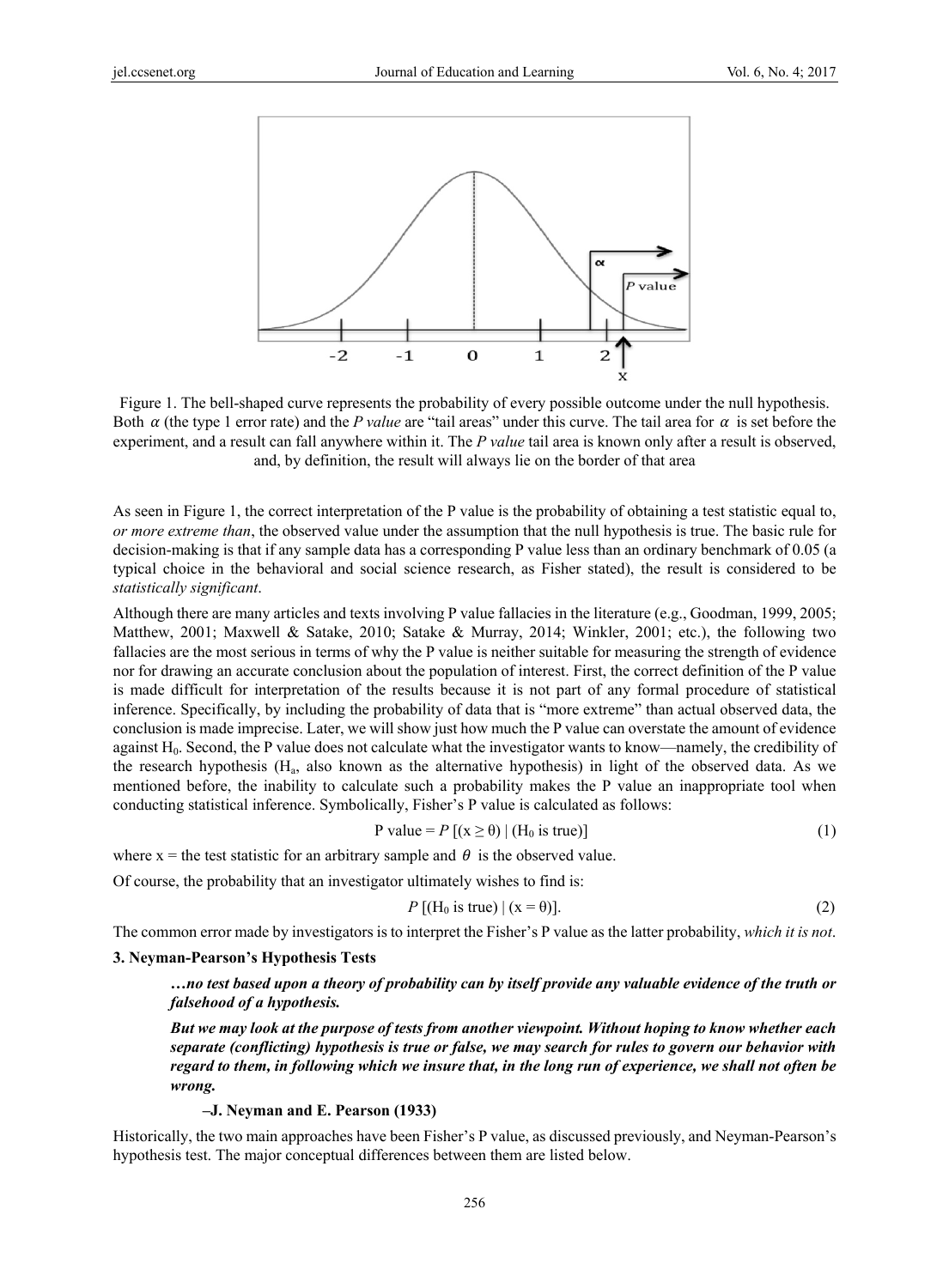Figure 1. The bell-shaped curve represents the probability of every possible outcome under the null hypothesis. Both $\alpha$ (the type 1 error rate) and the *P value* are "tail areas" under this curve. The tail area for $\alpha$ is set before the experiment, and a result can fall anywhere within it. The *P value* tail area is known only after a result is observed, and, by definition, the result will always lie on the border of that area

As seen in Figure 1, the correct interpretation of the P value is the probability of obtaining a test statistic equal to, *or more extreme than*, the observed value under the assumption that the null hypothesis is true. The basic rule for decision-making is that if any sample data has a corresponding P value less than an ordinary benchmark of 0.05 (a typical choice in the behavioral and social science research, as Fisher stated), the result is considered to be *statistically significant*.

Although there are many articles and texts involving P value fallacies in the literature (e.g., Goodman, 1999, 2005; Matthew, 2001; Maxwell & Satake, 2010; Satake & Murray, 2014; Winkler, 2001; etc.), the following two fallacies are the most serious in terms of why the P value is neither suitable for measuring the strength of evidence nor for drawing an accurate conclusion about the population of interest. First, the correct definition of the P value is made difficult for interpretation of the results because it is not part of any formal procedure of statistical inference. Specifically, by including the probability of data that is "more extreme" than actual observed data, the conclusion is made imprecise. Later, we will show just how much the P value can overstate the amount of evidence against $H_0$. Second, the P value does not calculate what the investigator wants to know—namely, the credibility of the research hypothesis ($H_a$, also known as the alternative hypothesis) in light of the observed data. As we mentioned before, the inability to calculate such a probability makes the P value an inappropriate tool when conducting statistical inference. Symbolically, Fisher's P value is calculated as follows:

$$\text{P value} = P\,[(x \geq \theta) \mid (H_0 \text{ is true})] \tag{1}$$

where x = the test statistic for an arbitrary sample and $\theta$ is the observed value.

Of course, the probability that an investigator ultimately wishes to find is:

$$P\,[(H_0 \text{ is true}) \mid (x = \theta)]. \tag{2}$$

The common error made by investigators is to interpret the Fisher's P value as the latter probability, *which it is not*.

## 3. Neyman-Pearson's Hypothesis Tests

> ***…no test based upon a theory of probability can by itself provide any valuable evidence of the truth or falsehood of a hypothesis.***
>
> ***But we may look at the purpose of tests from another viewpoint. Without hoping to know whether each separate (conflicting) hypothesis is true or false, we may search for rules to govern our behavior with regard to them, in following which we insure that, in the long run of experience, we shall not often be wrong.***
>
> **–J. Neyman and E. Pearson (1933)**

Historically, the two main approaches have been Fisher's P value, as discussed previously, and Neyman-Pearson's hypothesis test. The major conceptual differences between them are listed below.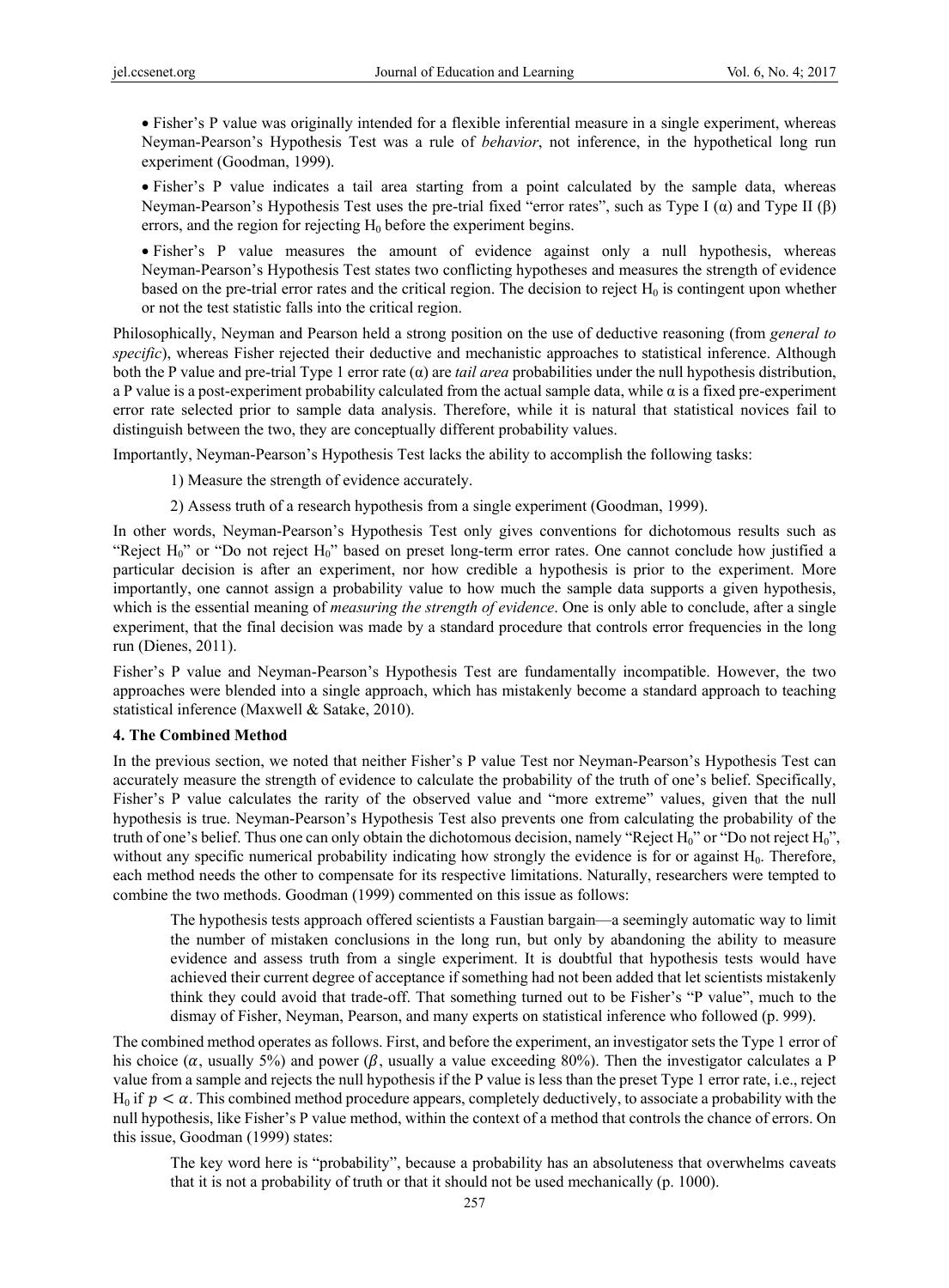- Fisher's P value was originally intended for a flexible inferential measure in a single experiment, whereas Neyman-Pearson's Hypothesis Test was a rule of *behavior*, not inference, in the hypothetical long run experiment (Goodman, 1999).

- Fisher's P value indicates a tail area starting from a point calculated by the sample data, whereas Neyman-Pearson's Hypothesis Test uses the pre-trial fixed "error rates", such as Type I (α) and Type II (β) errors, and the region for rejecting $H_0$ before the experiment begins.

- Fisher's P value measures the amount of evidence against only a null hypothesis, whereas Neyman-Pearson's Hypothesis Test states two conflicting hypotheses and measures the strength of evidence based on the pre-trial error rates and the critical region. The decision to reject $H_0$ is contingent upon whether or not the test statistic falls into the critical region.

Philosophically, Neyman and Pearson held a strong position on the use of deductive reasoning (from *general to specific*), whereas Fisher rejected their deductive and mechanistic approaches to statistical inference. Although both the P value and pre-trial Type 1 error rate (α) are *tail area* probabilities under the null hypothesis distribution, a P value is a post-experiment probability calculated from the actual sample data, while α is a fixed pre-experiment error rate selected prior to sample data analysis. Therefore, while it is natural that statistical novices fail to distinguish between the two, they are conceptually different probability values.

Importantly, Neyman-Pearson's Hypothesis Test lacks the ability to accomplish the following tasks:

1) Measure the strength of evidence accurately.

2) Assess truth of a research hypothesis from a single experiment (Goodman, 1999).

In other words, Neyman-Pearson's Hypothesis Test only gives conventions for dichotomous results such as "Reject $H_0$" or "Do not reject $H_0$" based on preset long-term error rates. One cannot conclude how justified a particular decision is after an experiment, nor how credible a hypothesis is prior to the experiment. More importantly, one cannot assign a probability value to how much the sample data supports a given hypothesis, which is the essential meaning of *measuring the strength of evidence*. One is only able to conclude, after a single experiment, that the final decision was made by a standard procedure that controls error frequencies in the long run (Dienes, 2011).

Fisher's P value and Neyman-Pearson's Hypothesis Test are fundamentally incompatible. However, the two approaches were blended into a single approach, which has mistakenly become a standard approach to teaching statistical inference (Maxwell & Satake, 2010).

## 4. The Combined Method

In the previous section, we noted that neither Fisher's P value Test nor Neyman-Pearson's Hypothesis Test can accurately measure the strength of evidence to calculate the probability of the truth of one's belief. Specifically, Fisher's P value calculates the rarity of the observed value and "more extreme" values, given that the null hypothesis is true. Neyman-Pearson's Hypothesis Test also prevents one from calculating the probability of the truth of one's belief. Thus one can only obtain the dichotomous decision, namely "Reject $H_0$" or "Do not reject $H_0$", without any specific numerical probability indicating how strongly the evidence is for or against $H_0$. Therefore, each method needs the other to compensate for its respective limitations. Naturally, researchers were tempted to combine the two methods. Goodman (1999) commented on this issue as follows:

> The hypothesis tests approach offered scientists a Faustian bargain—a seemingly automatic way to limit the number of mistaken conclusions in the long run, but only by abandoning the ability to measure evidence and assess truth from a single experiment. It is doubtful that hypothesis tests would have achieved their current degree of acceptance if something had not been added that let scientists mistakenly think they could avoid that trade-off. That something turned out to be Fisher's "P value", much to the dismay of Fisher, Neyman, Pearson, and many experts on statistical inference who followed (p. 999).

The combined method operates as follows. First, and before the experiment, an investigator sets the Type 1 error of his choice ($\alpha$, usually 5%) and power ($\beta$, usually a value exceeding 80%). Then the investigator calculates a P value from a sample and rejects the null hypothesis if the P value is less than the preset Type 1 error rate, i.e., reject $H_0$ if $p < \alpha$. This combined method procedure appears, completely deductively, to associate a probability with the null hypothesis, like Fisher's P value method, within the context of a method that controls the chance of errors. On this issue, Goodman (1999) states:

> The key word here is "probability", because a probability has an absoluteness that overwhelms caveats that it is not a probability of truth or that it should not be used mechanically (p. 1000).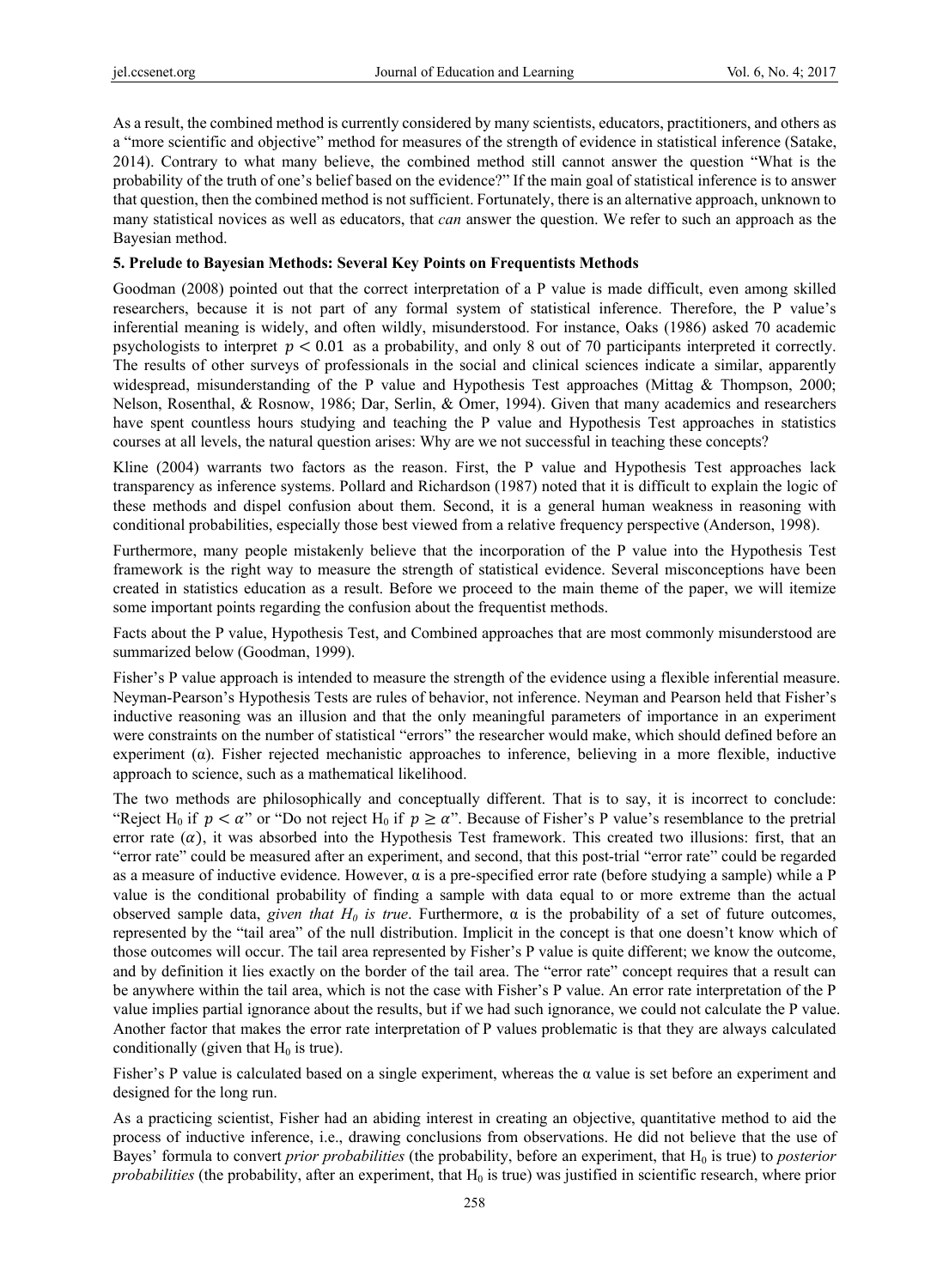As a result, the combined method is currently considered by many scientists, educators, practitioners, and others as a "more scientific and objective" method for measures of the strength of evidence in statistical inference (Satake, 2014). Contrary to what many believe, the combined method still cannot answer the question "What is the probability of the truth of one's belief based on the evidence?" If the main goal of statistical inference is to answer that question, then the combined method is not sufficient. Fortunately, there is an alternative approach, unknown to many statistical novices as well as educators, that *can* answer the question. We refer to such an approach as the Bayesian method.

### 5. Prelude to Bayesian Methods: Several Key Points on Frequentists Methods

Goodman (2008) pointed out that the correct interpretation of a P value is made difficult, even among skilled researchers, because it is not part of any formal system of statistical inference. Therefore, the P value's inferential meaning is widely, and often wildly, misunderstood. For instance, Oaks (1986) asked 70 academic psychologists to interpret $p < 0.01$ as a probability, and only 8 out of 70 participants interpreted it correctly. The results of other surveys of professionals in the social and clinical sciences indicate a similar, apparently widespread, misunderstanding of the P value and Hypothesis Test approaches (Mittag & Thompson, 2000; Nelson, Rosenthal, & Rosnow, 1986; Dar, Serlin, & Omer, 1994). Given that many academics and researchers have spent countless hours studying and teaching the P value and Hypothesis Test approaches in statistics courses at all levels, the natural question arises: Why are we not successful in teaching these concepts?

Kline (2004) warrants two factors as the reason. First, the P value and Hypothesis Test approaches lack transparency as inference systems. Pollard and Richardson (1987) noted that it is difficult to explain the logic of these methods and dispel confusion about them. Second, it is a general human weakness in reasoning with conditional probabilities, especially those best viewed from a relative frequency perspective (Anderson, 1998).

Furthermore, many people mistakenly believe that the incorporation of the P value into the Hypothesis Test framework is the right way to measure the strength of statistical evidence. Several misconceptions have been created in statistics education as a result. Before we proceed to the main theme of the paper, we will itemize some important points regarding the confusion about the frequentist methods.

Facts about the P value, Hypothesis Test, and Combined approaches that are most commonly misunderstood are summarized below (Goodman, 1999).

Fisher's P value approach is intended to measure the strength of the evidence using a flexible inferential measure. Neyman-Pearson's Hypothesis Tests are rules of behavior, not inference. Neyman and Pearson held that Fisher's inductive reasoning was an illusion and that the only meaningful parameters of importance in an experiment were constraints on the number of statistical "errors" the researcher would make, which should defined before an experiment ($\alpha$). Fisher rejected mechanistic approaches to inference, believing in a more flexible, inductive approach to science, such as a mathematical likelihood.

The two methods are philosophically and conceptually different. That is to say, it is incorrect to conclude: "Reject $H_0$ if $p < \alpha$" or "Do not reject $H_0$ if $p \geq \alpha$". Because of Fisher's P value's resemblance to the pretrial error rate ($\alpha$), it was absorbed into the Hypothesis Test framework. This created two illusions: first, that an "error rate" could be measured after an experiment, and second, that this post-trial "error rate" could be regarded as a measure of inductive evidence. However, $\alpha$ is a pre-specified error rate (before studying a sample) while a P value is the conditional probability of finding a sample with data equal to or more extreme than the actual observed sample data, *given that $H_0$ is true*. Furthermore, $\alpha$ is the probability of a set of future outcomes, represented by the "tail area" of the null distribution. Implicit in the concept is that one doesn't know which of those outcomes will occur. The tail area represented by Fisher's P value is quite different; we know the outcome, and by definition it lies exactly on the border of the tail area. The "error rate" concept requires that a result can be anywhere within the tail area, which is not the case with Fisher's P value. An error rate interpretation of the P value implies partial ignorance about the results, but if we had such ignorance, we could not calculate the P value. Another factor that makes the error rate interpretation of P values problematic is that they are always calculated conditionally (given that $H_0$ is true).

Fisher's P value is calculated based on a single experiment, whereas the $\alpha$ value is set before an experiment and designed for the long run.

As a practicing scientist, Fisher had an abiding interest in creating an objective, quantitative method to aid the process of inductive inference, i.e., drawing conclusions from observations. He did not believe that the use of Bayes' formula to convert *prior probabilities* (the probability, before an experiment, that $H_0$ is true) to *posterior probabilities* (the probability, after an experiment, that $H_0$ is true) was justified in scientific research, where prior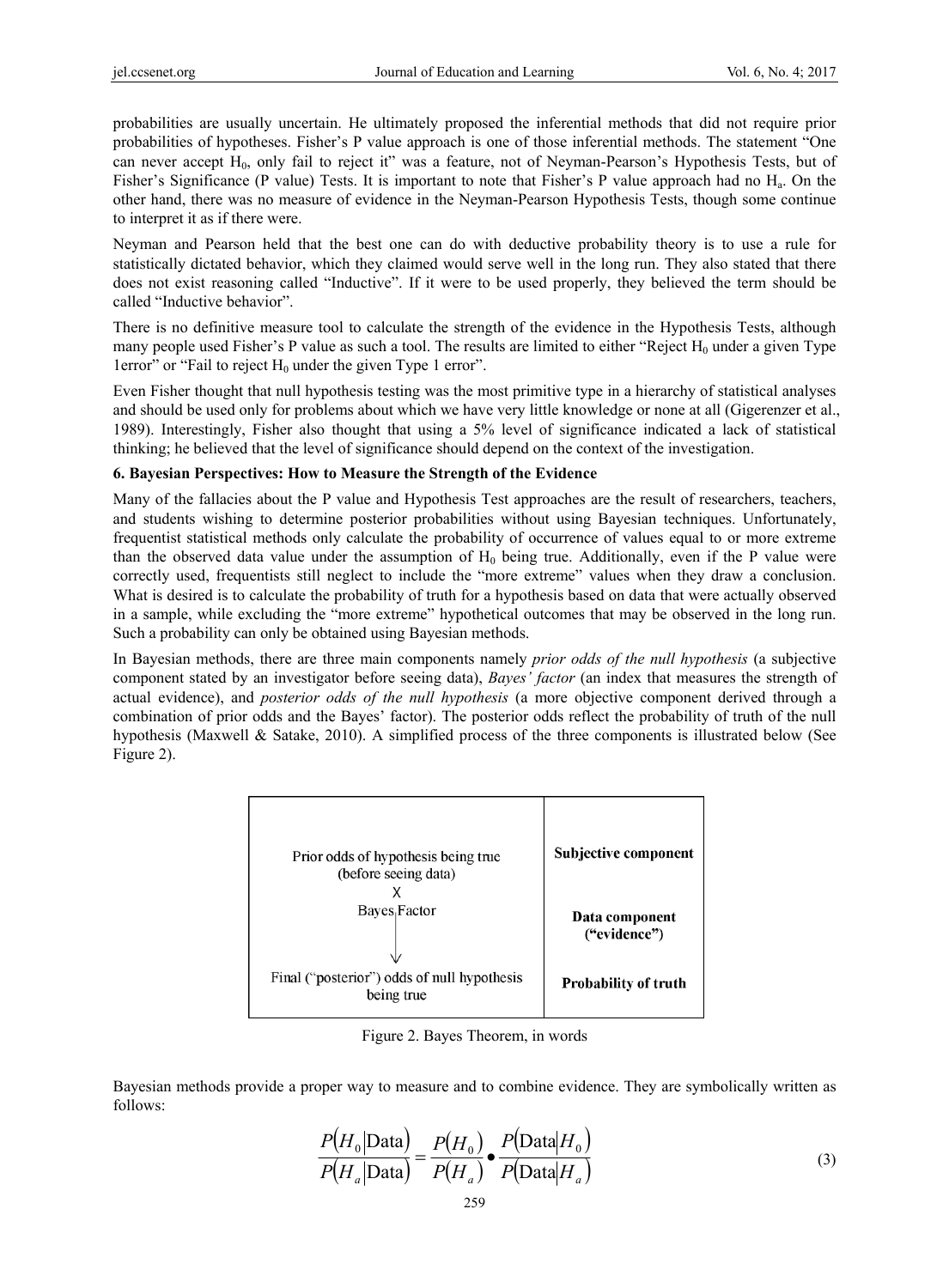probabilities are usually uncertain. He ultimately proposed the inferential methods that did not require prior probabilities of hypotheses. Fisher's P value approach is one of those inferential methods. The statement "One can never accept $H_0$, only fail to reject it" was a feature, not of Neyman-Pearson's Hypothesis Tests, but of Fisher's Significance (P value) Tests. It is important to note that Fisher's P value approach had no $H_a$. On the other hand, there was no measure of evidence in the Neyman-Pearson Hypothesis Tests, though some continue to interpret it as if there were.

Neyman and Pearson held that the best one can do with deductive probability theory is to use a rule for statistically dictated behavior, which they claimed would serve well in the long run. They also stated that there does not exist reasoning called "Inductive". If it were to be used properly, they believed the term should be called "Inductive behavior".

There is no definitive measure tool to calculate the strength of the evidence in the Hypothesis Tests, although many people used Fisher's P value as such a tool. The results are limited to either "Reject $H_0$ under a given Type 1error" or "Fail to reject $H_0$ under the given Type 1 error".

Even Fisher thought that null hypothesis testing was the most primitive type in a hierarchy of statistical analyses and should be used only for problems about which we have very little knowledge or none at all (Gigerenzer et al., 1989). Interestingly, Fisher also thought that using a 5% level of significance indicated a lack of statistical thinking; he believed that the level of significance should depend on the context of the investigation.

## 6. Bayesian Perspectives: How to Measure the Strength of the Evidence

Many of the fallacies about the P value and Hypothesis Test approaches are the result of researchers, teachers, and students wishing to determine posterior probabilities without using Bayesian techniques. Unfortunately, frequentist statistical methods only calculate the probability of occurrence of values equal to or more extreme than the observed data value under the assumption of $H_0$ being true. Additionally, even if the P value were correctly used, frequentists still neglect to include the "more extreme" values when they draw a conclusion. What is desired is to calculate the probability of truth for a hypothesis based on data that were actually observed in a sample, while excluding the "more extreme" hypothetical outcomes that may be observed in the long run. Such a probability can only be obtained using Bayesian methods.

In Bayesian methods, there are three main components namely *prior odds of the null hypothesis* (a subjective component stated by an investigator before seeing data), *Bayes' factor* (an index that measures the strength of actual evidence), and *posterior odds of the null hypothesis* (a more objective component derived through a combination of prior odds and the Bayes' factor). The posterior odds reflect the probability of truth of the null hypothesis (Maxwell & Satake, 2010). A simplified process of the three components is illustrated below (See Figure 2).

| | |
|---|---|
| Prior odds of hypothesis being true (before seeing data) | **Subjective component** |
| X<br>Bayes Factor<br>↓ | **Data component ("evidence")** |
| Final ("posterior") odds of null hypothesis being true | **Probability of truth** |

Figure 2. Bayes Theorem, in words

Bayesian methods provide a proper way to measure and to combine evidence. They are symbolically written as follows:

$$\frac{P(H_0|\text{Data})}{P(H_a|\text{Data})} = \frac{P(H_0)}{P(H_a)} \bullet \frac{P(\text{Data}|H_0)}{P(\text{Data}|H_a)} \tag{3}$$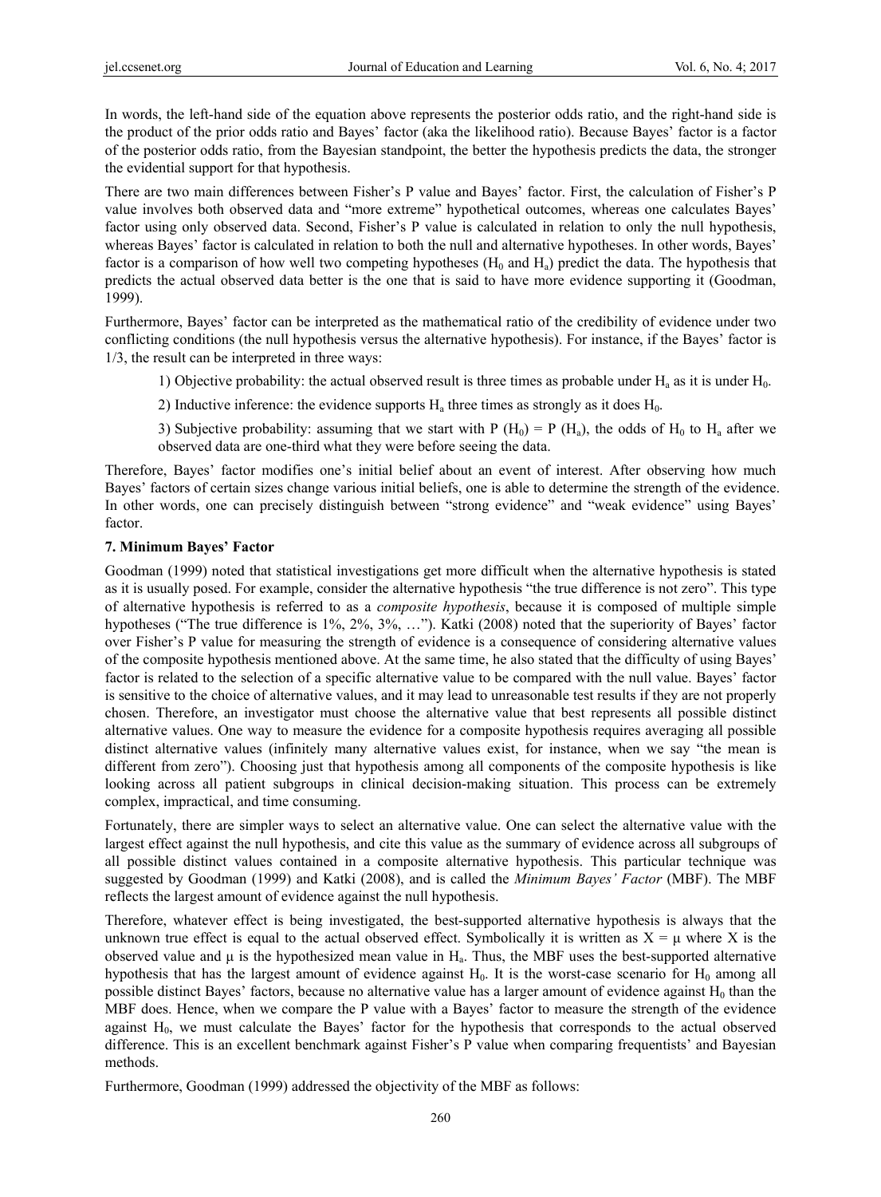In words, the left-hand side of the equation above represents the posterior odds ratio, and the right-hand side is the product of the prior odds ratio and Bayes' factor (aka the likelihood ratio). Because Bayes' factor is a factor of the posterior odds ratio, from the Bayesian standpoint, the better the hypothesis predicts the data, the stronger the evidential support for that hypothesis.

There are two main differences between Fisher's P value and Bayes' factor. First, the calculation of Fisher's P value involves both observed data and "more extreme" hypothetical outcomes, whereas one calculates Bayes' factor using only observed data. Second, Fisher's P value is calculated in relation to only the null hypothesis, whereas Bayes' factor is calculated in relation to both the null and alternative hypotheses. In other words, Bayes' factor is a comparison of how well two competing hypotheses ($H_0$ and $H_a$) predict the data. The hypothesis that predicts the actual observed data better is the one that is said to have more evidence supporting it (Goodman, 1999).

Furthermore, Bayes' factor can be interpreted as the mathematical ratio of the credibility of evidence under two conflicting conditions (the null hypothesis versus the alternative hypothesis). For instance, if the Bayes' factor is 1/3, the result can be interpreted in three ways:

1) Objective probability: the actual observed result is three times as probable under $H_a$ as it is under $H_0$.

2) Inductive inference: the evidence supports $H_a$ three times as strongly as it does $H_0$.

3) Subjective probability: assuming that we start with $P(H_0) = P(H_a)$, the odds of $H_0$ to $H_a$ after we observed data are one-third what they were before seeing the data.

Therefore, Bayes' factor modifies one's initial belief about an event of interest. After observing how much Bayes' factors of certain sizes change various initial beliefs, one is able to determine the strength of the evidence. In other words, one can precisely distinguish between "strong evidence" and "weak evidence" using Bayes' factor.

### 7. Minimum Bayes' Factor

Goodman (1999) noted that statistical investigations get more difficult when the alternative hypothesis is stated as it is usually posed. For example, consider the alternative hypothesis "the true difference is not zero". This type of alternative hypothesis is referred to as a *composite hypothesis*, because it is composed of multiple simple hypotheses ("The true difference is 1%, 2%, 3%, …"). Katki (2008) noted that the superiority of Bayes' factor over Fisher's P value for measuring the strength of evidence is a consequence of considering alternative values of the composite hypothesis mentioned above. At the same time, he also stated that the difficulty of using Bayes' factor is related to the selection of a specific alternative value to be compared with the null value. Bayes' factor is sensitive to the choice of alternative values, and it may lead to unreasonable test results if they are not properly chosen. Therefore, an investigator must choose the alternative value that best represents all possible distinct alternative values. One way to measure the evidence for a composite hypothesis requires averaging all possible distinct alternative values (infinitely many alternative values exist, for instance, when we say "the mean is different from zero"). Choosing just that hypothesis among all components of the composite hypothesis is like looking across all patient subgroups in clinical decision-making situation. This process can be extremely complex, impractical, and time consuming.

Fortunately, there are simpler ways to select an alternative value. One can select the alternative value with the largest effect against the null hypothesis, and cite this value as the summary of evidence across all subgroups of all possible distinct values contained in a composite alternative hypothesis. This particular technique was suggested by Goodman (1999) and Katki (2008), and is called the *Minimum Bayes' Factor* (MBF). The MBF reflects the largest amount of evidence against the null hypothesis.

Therefore, whatever effect is being investigated, the best-supported alternative hypothesis is always that the unknown true effect is equal to the actual observed effect. Symbolically it is written as $X = \mu$ where X is the observed value and $\mu$ is the hypothesized mean value in $H_a$. Thus, the MBF uses the best-supported alternative hypothesis that has the largest amount of evidence against $H_0$. It is the worst-case scenario for $H_0$ among all possible distinct Bayes' factors, because no alternative value has a larger amount of evidence against $H_0$ than the MBF does. Hence, when we compare the P value with a Bayes' factor to measure the strength of the evidence against $H_0$, we must calculate the Bayes' factor for the hypothesis that corresponds to the actual observed difference. This is an excellent benchmark against Fisher's P value when comparing frequentists' and Bayesian methods.

Furthermore, Goodman (1999) addressed the objectivity of the MBF as follows: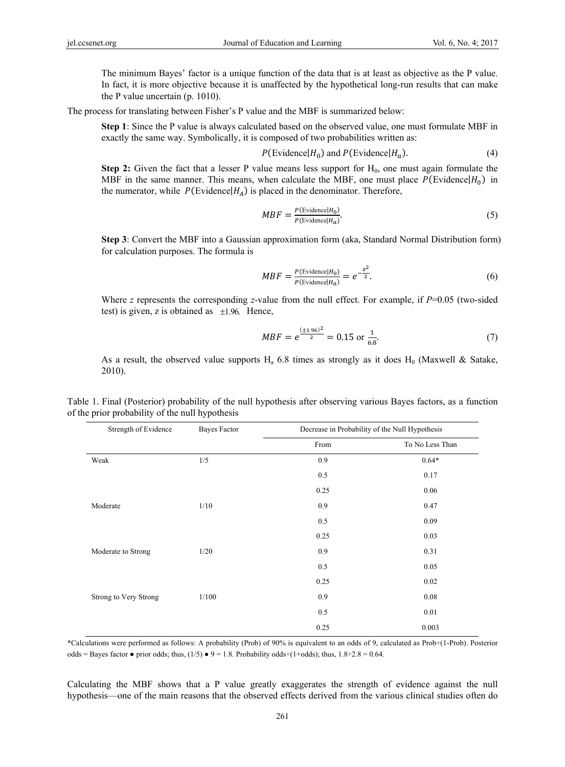> The minimum Bayes' factor is a unique function of the data that is at least as objective as the P value. In fact, it is more objective because it is unaffected by the hypothetical long-run results that can make the P value uncertain (p. 1010).

The process for translating between Fisher's P value and the MBF is summarized below:

> **Step 1**: Since the P value is always calculated based on the observed value, one must formulate MBF in exactly the same way. Symbolically, it is composed of two probabilities written as:
>
> $$P(\text{Evidence}|H_0) \text{ and } P(\text{Evidence}|H_a). \tag{4}$$
>
> **Step 2:** Given the fact that a lesser P value means less support for $H_0$, one must again formulate the MBF in the same manner. This means, when calculate the MBF, one must place $P(\text{Evidence}|H_0)$ in the numerator, while $P(\text{Evidence}|H_A)$ is placed in the denominator. Therefore,
>
> $$MBF = \frac{P(\text{Evidence}|H_0)}{P(\text{Evidence}|H_a)}. \tag{5}$$
>
> **Step 3**: Convert the MBF into a Gaussian approximation form (aka, Standard Normal Distribution form) for calculation purposes. The formula is
>
> $$MBF = \frac{P(\text{Evidence}|H_0)}{P(\text{Evidence}|H_a)} = e^{-\frac{z^2}{2}}. \tag{6}$$
>
> Where $z$ represents the corresponding $z$-value from the null effect. For example, if $P$=0.05 (two-sided test) is given, z is obtained as $\pm 1.96$. Hence,
>
> $$MBF = e^{\frac{(\pm 1.96)^2}{2}} = 0.15 \text{ or } \frac{1}{6.8}. \tag{7}$$
>
> As a result, the observed value supports $H_a$ 6.8 times as strongly as it does $H_0$ (Maxwell & Satake, 2010).

Table 1. Final (Posterior) probability of the null hypothesis after observing various Bayes factors, as a function of the prior probability of the null hypothesis

| Strength of Evidence | Bayes Factor | Decrease in Probability of the Null Hypothesis | |
|---|---|---|---|
| | | From | To No Less Than |
| Weak | 1/5 | 0.9 | 0.64* |
| | | 0.5 | 0.17 |
| | | 0.25 | 0.06 |
| Moderate | 1/10 | 0.9 | 0.47 |
| | | 0.5 | 0.09 |
| | | 0.25 | 0.03 |
| Moderate to Strong | 1/20 | 0.9 | 0.31 |
| | | 0.5 | 0.05 |
| | | 0.25 | 0.02 |
| Strong to Very Strong | 1/100 | 0.9 | 0.08 |
| | | 0.5 | 0.01 |
| | | 0.25 | 0.003 |

*Calculations were performed as follows: A probability (Prob) of 90% is equivalent to an odds of 9, calculated as Prob÷(1-Prob). Posterior odds = Bayes factor ● prior odds; thus, (1/5) ● 9 = 1.8. Probability odds÷(1+odds); thus, 1.8÷2.8 = 0.64.

Calculating the MBF shows that a P value greatly exaggerates the strength of evidence against the null hypothesis—one of the main reasons that the observed effects derived from the various clinical studies often do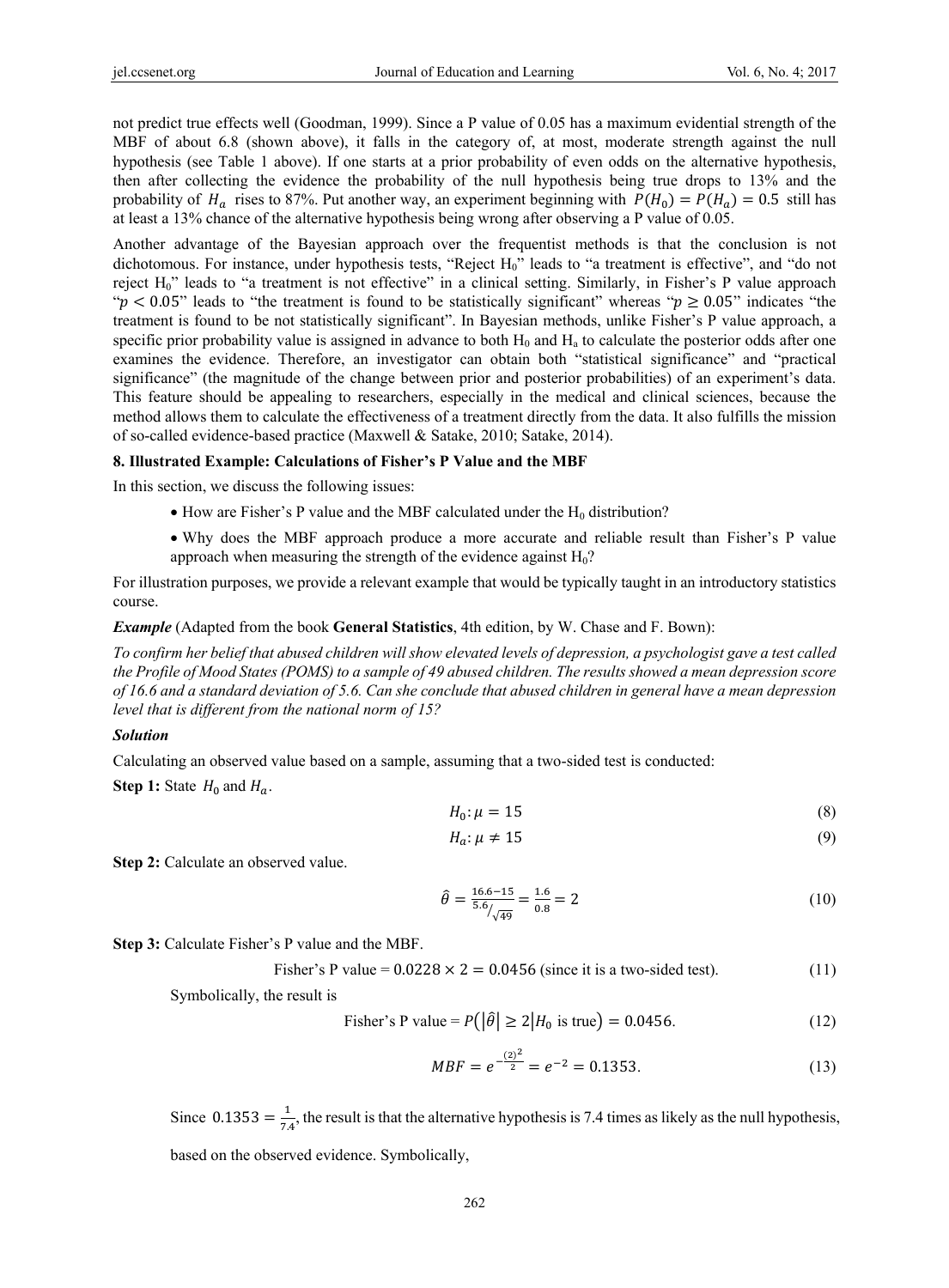not predict true effects well (Goodman, 1999). Since a P value of 0.05 has a maximum evidential strength of the MBF of about 6.8 (shown above), it falls in the category of, at most, moderate strength against the null hypothesis (see Table 1 above). If one starts at a prior probability of even odds on the alternative hypothesis, then after collecting the evidence the probability of the null hypothesis being true drops to 13% and the probability of $H_a$ rises to 87%. Put another way, an experiment beginning with $P(H_0) = P(H_a) = 0.5$ still has at least a 13% chance of the alternative hypothesis being wrong after observing a P value of 0.05.

Another advantage of the Bayesian approach over the frequentist methods is that the conclusion is not dichotomous. For instance, under hypothesis tests, "Reject $H_0$" leads to "a treatment is effective", and "do not reject $H_0$" leads to "a treatment is not effective" in a clinical setting. Similarly, in Fisher's P value approach "$p < 0.05$" leads to "the treatment is found to be statistically significant" whereas "$p \geq 0.05$" indicates "the treatment is found to be not statistically significant". In Bayesian methods, unlike Fisher's P value approach, a specific prior probability value is assigned in advance to both $H_0$ and $H_a$ to calculate the posterior odds after one examines the evidence. Therefore, an investigator can obtain both "statistical significance" and "practical significance" (the magnitude of the change between prior and posterior probabilities) of an experiment's data. This feature should be appealing to researchers, especially in the medical and clinical sciences, because the method allows them to calculate the effectiveness of a treatment directly from the data. It also fulfills the mission of so-called evidence-based practice (Maxwell & Satake, 2010; Satake, 2014).

## 8. Illustrated Example: Calculations of Fisher's P Value and the MBF

In this section, we discuss the following issues:

- How are Fisher's P value and the MBF calculated under the $H_0$ distribution?
- Why does the MBF approach produce a more accurate and reliable result than Fisher's P value approach when measuring the strength of the evidence against $H_0$?

For illustration purposes, we provide a relevant example that would be typically taught in an introductory statistics course.

***Example*** (Adapted from the book **General Statistics**, 4th edition, by W. Chase and F. Bown):

*To confirm her belief that abused children will show elevated levels of depression, a psychologist gave a test called the Profile of Mood States (POMS) to a sample of 49 abused children. The results showed a mean depression score of 16.6 and a standard deviation of 5.6. Can she conclude that abused children in general have a mean depression level that is different from the national norm of 15?*

***Solution***

Calculating an observed value based on a sample, assuming that a two-sided test is conducted:

**Step 1:** State $H_0$ and $H_a$.

$$H_0: \mu = 15 \tag{8}$$

$$H_a: \mu \neq 15 \tag{9}$$

**Step 2:** Calculate an observed value.

$$\hat{\theta} = \frac{16.6 - 15}{5.6/\sqrt{49}} = \frac{1.6}{0.8} = 2 \tag{10}$$

**Step 3:** Calculate Fisher's P value and the MBF.

$$\text{Fisher's P value} = 0.0228 \times 2 = 0.0456 \text{ (since it is a two-sided test).} \tag{11}$$

Symbolically, the result is

$$\text{Fisher's P value} = P\left(\left|\hat{\theta}\right| \geq 2 \middle| H_0 \text{ is true}\right) = 0.0456. \tag{12}$$

$$MBF = e^{-\frac{(2)^2}{2}} = e^{-2} = 0.1353. \tag{13}$$

Since $0.1353 = \frac{1}{7.4}$, the result is that the alternative hypothesis is 7.4 times as likely as the null hypothesis, based on the observed evidence. Symbolically,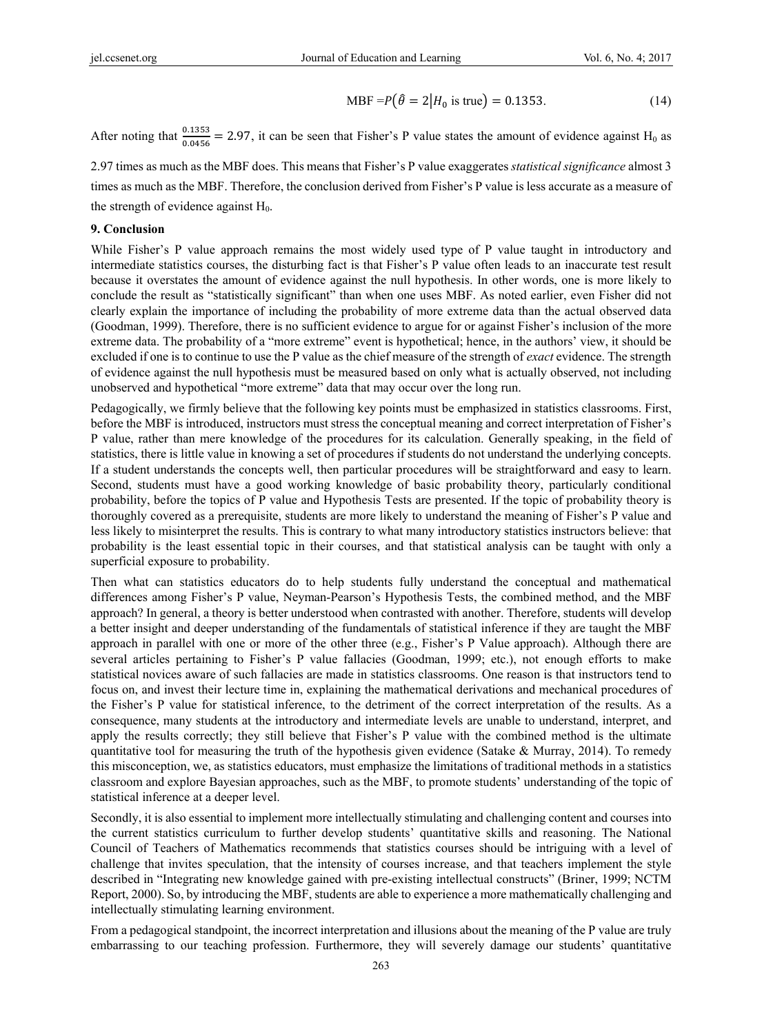$$\text{MBF} = P(\hat{\theta} = 2 | H_0 \text{ is true}) = 0.1353. \tag{14}$$

After noting that $\frac{0.1353}{0.0456} = 2.97$, it can be seen that Fisher's P value states the amount of evidence against $H_0$ as 2.97 times as much as the MBF does. This means that Fisher's P value exaggerates *statistical significance* almost 3 times as much as the MBF. Therefore, the conclusion derived from Fisher's P value is less accurate as a measure of the strength of evidence against $H_0$.

## 9. Conclusion

While Fisher's P value approach remains the most widely used type of P value taught in introductory and intermediate statistics courses, the disturbing fact is that Fisher's P value often leads to an inaccurate test result because it overstates the amount of evidence against the null hypothesis. In other words, one is more likely to conclude the result as "statistically significant" than when one uses MBF. As noted earlier, even Fisher did not clearly explain the importance of including the probability of more extreme data than the actual observed data (Goodman, 1999). Therefore, there is no sufficient evidence to argue for or against Fisher's inclusion of the more extreme data. The probability of a "more extreme" event is hypothetical; hence, in the authors' view, it should be excluded if one is to continue to use the P value as the chief measure of the strength of *exact* evidence. The strength of evidence against the null hypothesis must be measured based on only what is actually observed, not including unobserved and hypothetical "more extreme" data that may occur over the long run.

Pedagogically, we firmly believe that the following key points must be emphasized in statistics classrooms. First, before the MBF is introduced, instructors must stress the conceptual meaning and correct interpretation of Fisher's P value, rather than mere knowledge of the procedures for its calculation. Generally speaking, in the field of statistics, there is little value in knowing a set of procedures if students do not understand the underlying concepts. If a student understands the concepts well, then particular procedures will be straightforward and easy to learn. Second, students must have a good working knowledge of basic probability theory, particularly conditional probability, before the topics of P value and Hypothesis Tests are presented. If the topic of probability theory is thoroughly covered as a prerequisite, students are more likely to understand the meaning of Fisher's P value and less likely to misinterpret the results. This is contrary to what many introductory statistics instructors believe: that probability is the least essential topic in their courses, and that statistical analysis can be taught with only a superficial exposure to probability.

Then what can statistics educators do to help students fully understand the conceptual and mathematical differences among Fisher's P value, Neyman-Pearson's Hypothesis Tests, the combined method, and the MBF approach? In general, a theory is better understood when contrasted with another. Therefore, students will develop a better insight and deeper understanding of the fundamentals of statistical inference if they are taught the MBF approach in parallel with one or more of the other three (e.g., Fisher's P Value approach). Although there are several articles pertaining to Fisher's P value fallacies (Goodman, 1999; etc.), not enough efforts to make statistical novices aware of such fallacies are made in statistics classrooms. One reason is that instructors tend to focus on, and invest their lecture time in, explaining the mathematical derivations and mechanical procedures of the Fisher's P value for statistical inference, to the detriment of the correct interpretation of the results. As a consequence, many students at the introductory and intermediate levels are unable to understand, interpret, and apply the results correctly; they still believe that Fisher's P value with the combined method is the ultimate quantitative tool for measuring the truth of the hypothesis given evidence (Satake & Murray, 2014). To remedy this misconception, we, as statistics educators, must emphasize the limitations of traditional methods in a statistics classroom and explore Bayesian approaches, such as the MBF, to promote students' understanding of the topic of statistical inference at a deeper level.

Secondly, it is also essential to implement more intellectually stimulating and challenging content and courses into the current statistics curriculum to further develop students' quantitative skills and reasoning. The National Council of Teachers of Mathematics recommends that statistics courses should be intriguing with a level of challenge that invites speculation, that the intensity of courses increase, and that teachers implement the style described in "Integrating new knowledge gained with pre-existing intellectual constructs" (Briner, 1999; NCTM Report, 2000). So, by introducing the MBF, students are able to experience a more mathematically challenging and intellectually stimulating learning environment.

From a pedagogical standpoint, the incorrect interpretation and illusions about the meaning of the P value are truly embarrassing to our teaching profession. Furthermore, they will severely damage our students' quantitative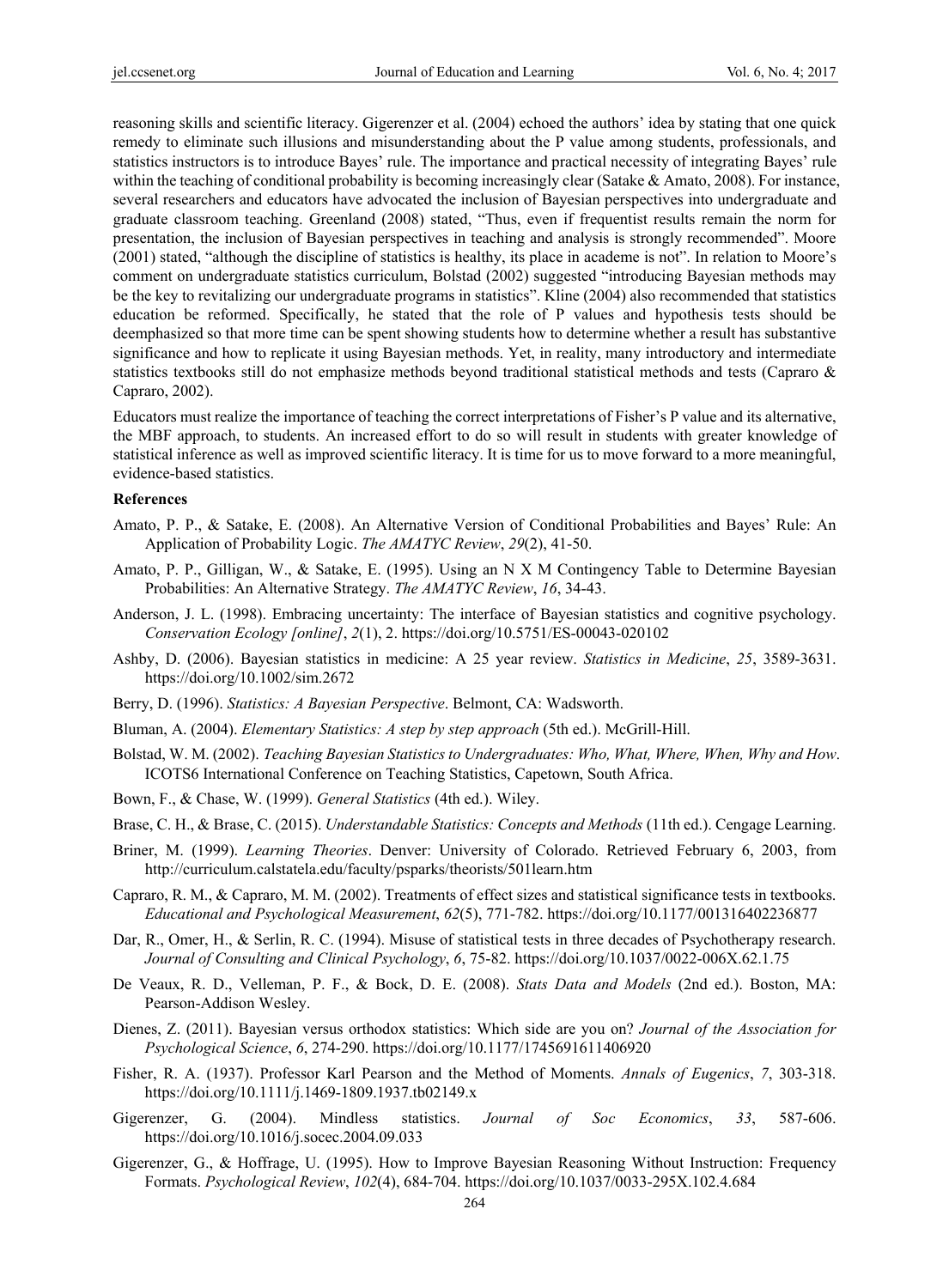reasoning skills and scientific literacy. Gigerenzer et al. (2004) echoed the authors' idea by stating that one quick remedy to eliminate such illusions and misunderstanding about the P value among students, professionals, and statistics instructors is to introduce Bayes' rule. The importance and practical necessity of integrating Bayes' rule within the teaching of conditional probability is becoming increasingly clear (Satake & Amato, 2008). For instance, several researchers and educators have advocated the inclusion of Bayesian perspectives into undergraduate and graduate classroom teaching. Greenland (2008) stated, "Thus, even if frequentist results remain the norm for presentation, the inclusion of Bayesian perspectives in teaching and analysis is strongly recommended". Moore (2001) stated, "although the discipline of statistics is healthy, its place in academe is not". In relation to Moore's comment on undergraduate statistics curriculum, Bolstad (2002) suggested "introducing Bayesian methods may be the key to revitalizing our undergraduate programs in statistics". Kline (2004) also recommended that statistics education be reformed. Specifically, he stated that the role of P values and hypothesis tests should be deemphasized so that more time can be spent showing students how to determine whether a result has substantive significance and how to replicate it using Bayesian methods. Yet, in reality, many introductory and intermediate statistics textbooks still do not emphasize methods beyond traditional statistical methods and tests (Capraro & Capraro, 2002).

Educators must realize the importance of teaching the correct interpretations of Fisher's P value and its alternative, the MBF approach, to students. An increased effort to do so will result in students with greater knowledge of statistical inference as well as improved scientific literacy. It is time for us to move forward to a more meaningful, evidence-based statistics.

**References**

Amato, P. P., & Satake, E. (2008). An Alternative Version of Conditional Probabilities and Bayes' Rule: An Application of Probability Logic. *The AMATYC Review*, *29*(2), 41-50.

Amato, P. P., Gilligan, W., & Satake, E. (1995). Using an N X M Contingency Table to Determine Bayesian Probabilities: An Alternative Strategy. *The AMATYC Review*, *16*, 34-43.

Anderson, J. L. (1998). Embracing uncertainty: The interface of Bayesian statistics and cognitive psychology. *Conservation Ecology [online]*, *2*(1), 2. https://doi.org/10.5751/ES-00043-020102

Ashby, D. (2006). Bayesian statistics in medicine: A 25 year review. *Statistics in Medicine*, *25*, 3589-3631. https://doi.org/10.1002/sim.2672

Berry, D. (1996). *Statistics: A Bayesian Perspective*. Belmont, CA: Wadsworth.

Bluman, A. (2004). *Elementary Statistics: A step by step approach* (5th ed.). McGrill-Hill.

Bolstad, W. M. (2002). *Teaching Bayesian Statistics to Undergraduates: Who, What, Where, When, Why and How*. ICOTS6 International Conference on Teaching Statistics, Capetown, South Africa.

Bown, F., & Chase, W. (1999). *General Statistics* (4th ed.). Wiley.

Brase, C. H., & Brase, C. (2015). *Understandable Statistics: Concepts and Methods* (11th ed.). Cengage Learning.

Briner, M. (1999). *Learning Theories*. Denver: University of Colorado. Retrieved February 6, 2003, from http://curriculum.calstatela.edu/faculty/psparks/theorists/501learn.htm

Capraro, R. M., & Capraro, M. M. (2002). Treatments of effect sizes and statistical significance tests in textbooks. *Educational and Psychological Measurement*, *62*(5), 771-782. https://doi.org/10.1177/001316402236877

Dar, R., Omer, H., & Serlin, R. C. (1994). Misuse of statistical tests in three decades of Psychotherapy research. *Journal of Consulting and Clinical Psychology*, *6*, 75-82. https://doi.org/10.1037/0022-006X.62.1.75

De Veaux, R. D., Velleman, P. F., & Bock, D. E. (2008). *Stats Data and Models* (2nd ed.). Boston, MA: Pearson-Addison Wesley.

Dienes, Z. (2011). Bayesian versus orthodox statistics: Which side are you on? *Journal of the Association for Psychological Science*, *6*, 274-290. https://doi.org/10.1177/1745691611406920

Fisher, R. A. (1937). Professor Karl Pearson and the Method of Moments. *Annals of Eugenics*, *7*, 303-318. https://doi.org/10.1111/j.1469-1809.1937.tb02149.x

Gigerenzer, G. (2004). Mindless statistics. *Journal of Soc Economics*, *33*, 587-606. https://doi.org/10.1016/j.socec.2004.09.033

Gigerenzer, G., & Hoffrage, U. (1995). How to Improve Bayesian Reasoning Without Instruction: Frequency Formats. *Psychological Review*, *102*(4), 684-704. https://doi.org/10.1037/0033-295X.102.4.684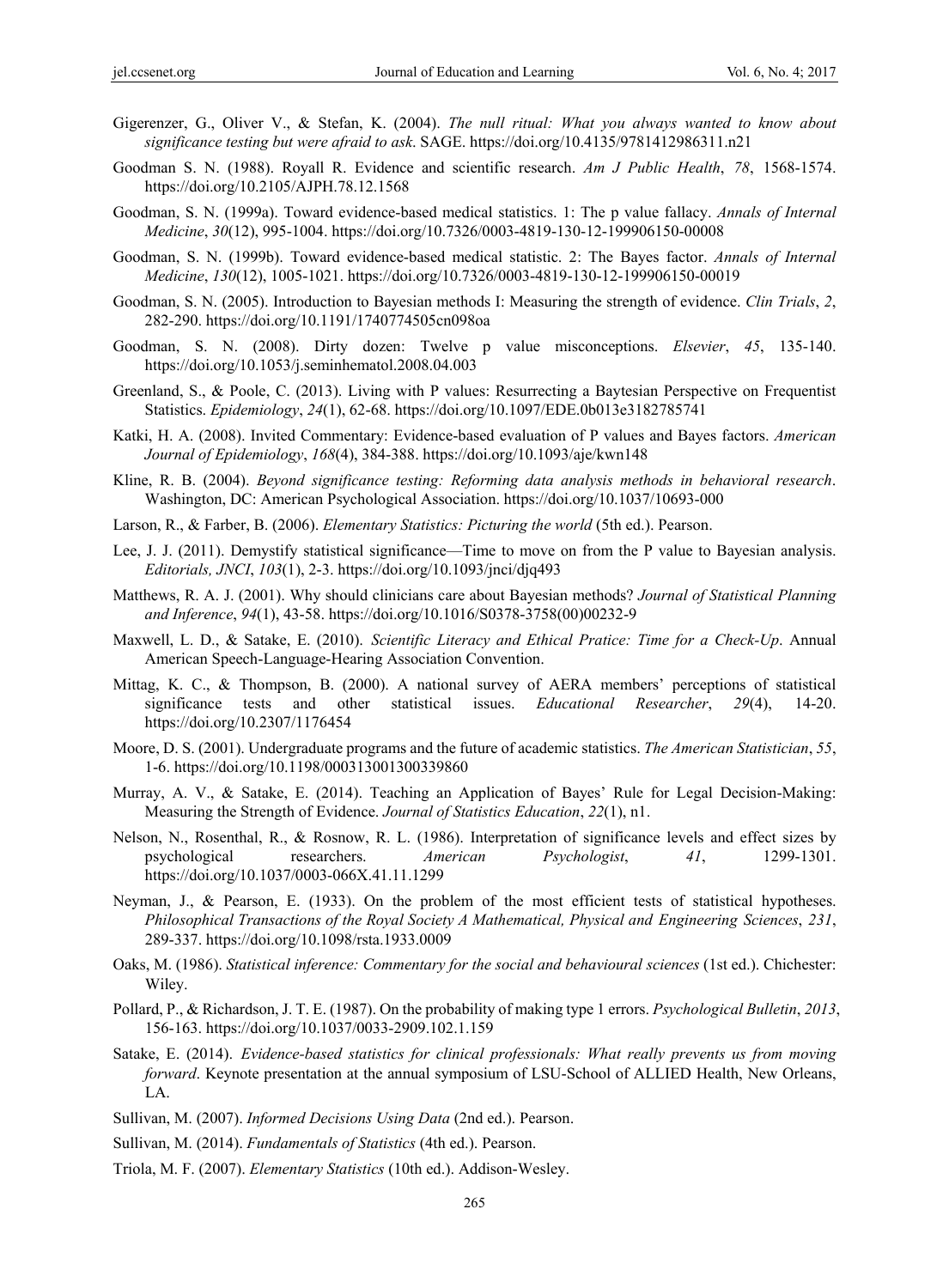Gigerenzer, G., Oliver V., & Stefan, K. (2004). *The null ritual: What you always wanted to know about significance testing but were afraid to ask*. SAGE. https://doi.org/10.4135/9781412986311.n21

Goodman S. N. (1988). Royall R. Evidence and scientific research. *Am J Public Health*, *78*, 1568-1574. https://doi.org/10.2105/AJPH.78.12.1568

Goodman, S. N. (1999a). Toward evidence-based medical statistics. 1: The p value fallacy. *Annals of Internal Medicine*, *30*(12), 995-1004. https://doi.org/10.7326/0003-4819-130-12-199906150-00008

Goodman, S. N. (1999b). Toward evidence-based medical statistic. 2: The Bayes factor. *Annals of Internal Medicine*, *130*(12), 1005-1021. https://doi.org/10.7326/0003-4819-130-12-199906150-00019

Goodman, S. N. (2005). Introduction to Bayesian methods I: Measuring the strength of evidence. *Clin Trials*, *2*, 282-290. https://doi.org/10.1191/1740774505cn098oa

Goodman, S. N. (2008). Dirty dozen: Twelve p value misconceptions. *Elsevier*, *45*, 135-140. https://doi.org/10.1053/j.seminhematol.2008.04.003

Greenland, S., & Poole, C. (2013). Living with P values: Resurrecting a Baytesian Perspective on Frequentist Statistics. *Epidemiology*, *24*(1), 62-68. https://doi.org/10.1097/EDE.0b013e3182785741

Katki, H. A. (2008). Invited Commentary: Evidence-based evaluation of P values and Bayes factors. *American Journal of Epidemiology*, *168*(4), 384-388. https://doi.org/10.1093/aje/kwn148

Kline, R. B. (2004). *Beyond significance testing: Reforming data analysis methods in behavioral research*. Washington, DC: American Psychological Association. https://doi.org/10.1037/10693-000

Larson, R., & Farber, B. (2006). *Elementary Statistics: Picturing the world* (5th ed.). Pearson.

Lee, J. J. (2011). Demystify statistical significance—Time to move on from the P value to Bayesian analysis. *Editorials, JNCI*, *103*(1), 2-3. https://doi.org/10.1093/jnci/djq493

Matthews, R. A. J. (2001). Why should clinicians care about Bayesian methods? *Journal of Statistical Planning and Inference*, *94*(1), 43-58. https://doi.org/10.1016/S0378-3758(00)00232-9

Maxwell, L. D., & Satake, E. (2010). *Scientific Literacy and Ethical Pratice: Time for a Check-Up*. Annual American Speech-Language-Hearing Association Convention.

Mittag, K. C., & Thompson, B. (2000). A national survey of AERA members' perceptions of statistical significance tests and other statistical issues. *Educational Researcher*, *29*(4), 14-20. https://doi.org/10.2307/1176454

Moore, D. S. (2001). Undergraduate programs and the future of academic statistics. *The American Statistician*, *55*, 1-6. https://doi.org/10.1198/000313001300339860

Murray, A. V., & Satake, E. (2014). Teaching an Application of Bayes' Rule for Legal Decision-Making: Measuring the Strength of Evidence. *Journal of Statistics Education*, *22*(1), n1.

Nelson, N., Rosenthal, R., & Rosnow, R. L. (1986). Interpretation of significance levels and effect sizes by psychological researchers. *American Psychologist*, *41*, 1299-1301. https://doi.org/10.1037/0003-066X.41.11.1299

Neyman, J., & Pearson, E. (1933). On the problem of the most efficient tests of statistical hypotheses. *Philosophical Transactions of the Royal Society A Mathematical, Physical and Engineering Sciences*, *231*, 289-337. https://doi.org/10.1098/rsta.1933.0009

Oaks, M. (1986). *Statistical inference: Commentary for the social and behavioural sciences* (1st ed.). Chichester: Wiley.

Pollard, P., & Richardson, J. T. E. (1987). On the probability of making type 1 errors. *Psychological Bulletin*, *2013*, 156-163. https://doi.org/10.1037/0033-2909.102.1.159

Satake, E. (2014). *Evidence-based statistics for clinical professionals: What really prevents us from moving forward*. Keynote presentation at the annual symposium of LSU-School of ALLIED Health, New Orleans, LA.

Sullivan, M. (2007). *Informed Decisions Using Data* (2nd ed.). Pearson.

Sullivan, M. (2014). *Fundamentals of Statistics* (4th ed.). Pearson.

Triola, M. F. (2007). *Elementary Statistics* (10th ed.). Addison-Wesley.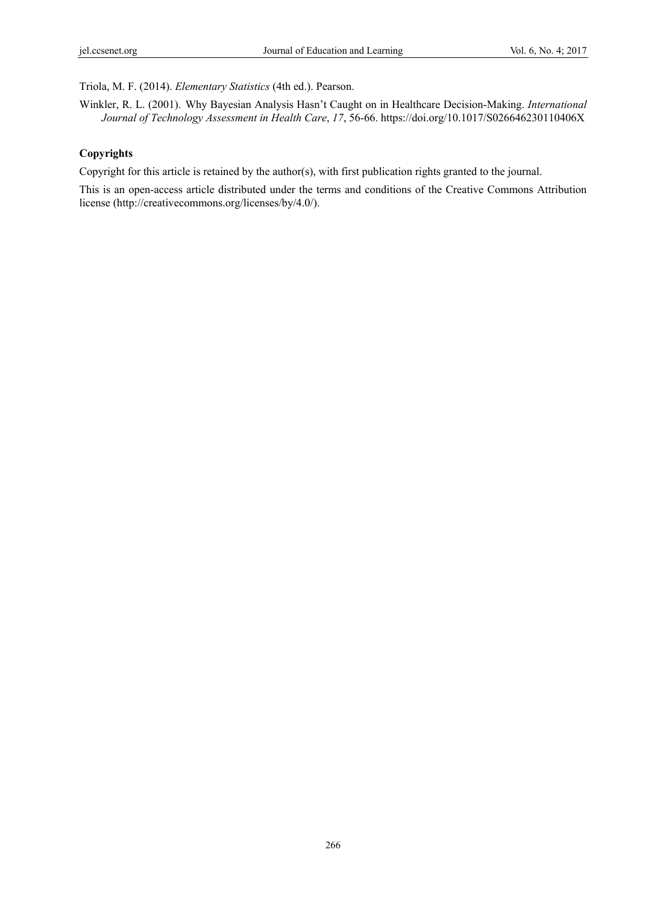Triola, M. F. (2014). *Elementary Statistics* (4th ed.). Pearson.

Winkler, R. L. (2001). Why Bayesian Analysis Hasn't Caught on in Healthcare Decision-Making. *International Journal of Technology Assessment in Health Care*, *17*, 56-66. https://doi.org/10.1017/S026646230110406X

**Copyrights**

Copyright for this article is retained by the author(s), with first publication rights granted to the journal.

This is an open-access article distributed under the terms and conditions of the Creative Commons Attribution license (http://creativecommons.org/licenses/by/4.0/).